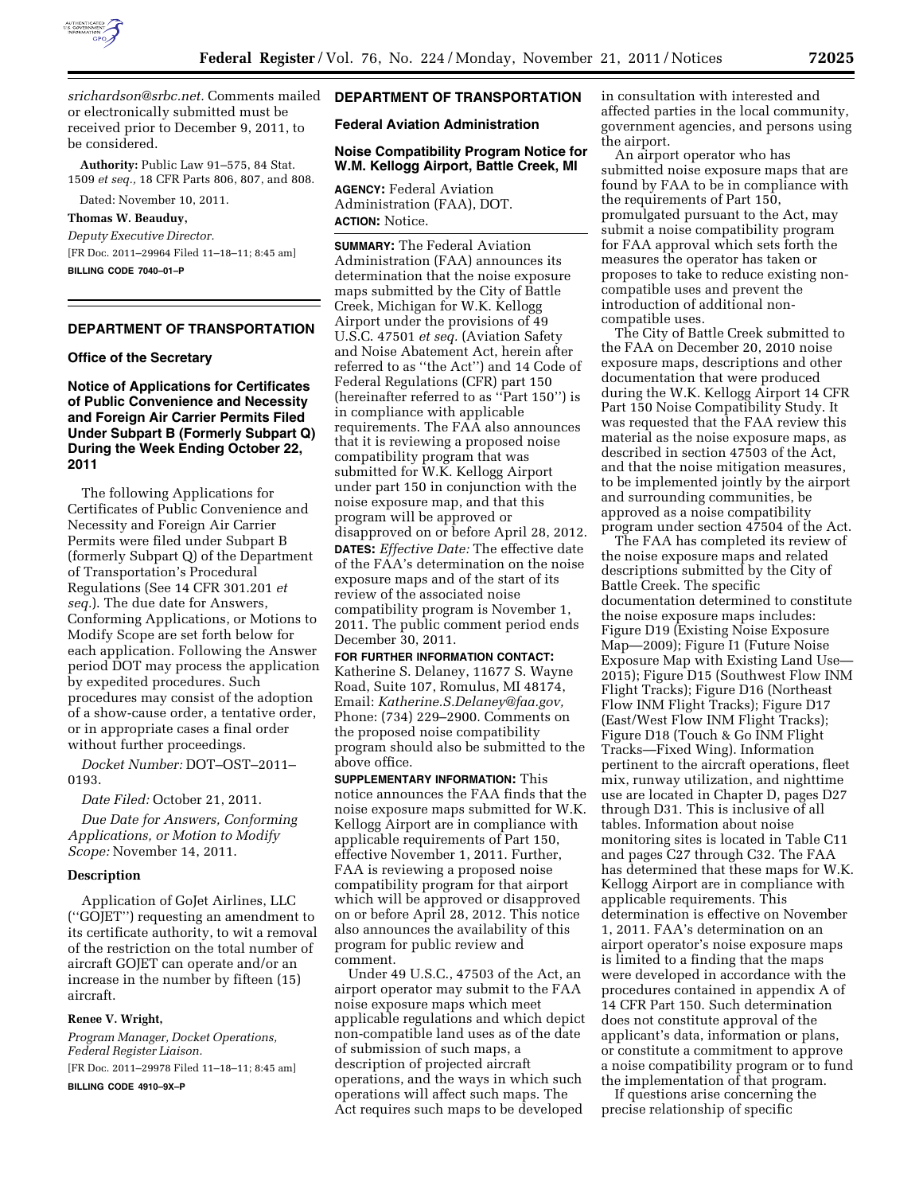*srichardson@srbc.net.* Comments mailed or electronically submitted must be received prior to December 9, 2011, to be considered.

**Authority:** Public Law 91–575, 84 Stat. 1509 *et seq.,* 18 CFR Parts 806, 807, and 808.

Dated: November 10, 2011.

**Thomas W. Beauduy,**

*Deputy Executive Director.*

[FR Doc. 2011–29964 Filed 11–18–11; 8:45 am]

**BILLING CODE 7040–01–P**

## DEPARTMENT OF TRANSPORTATION

### Office of the Secretary

### Notice of Applications for Certificates of Public Convenience and Necessity and Foreign Air Carrier Permits Filed Under Subpart B (Formerly Subpart Q) During the Week Ending October 22, 2011

The following Applications for Certificates of Public Convenience and Necessity and Foreign Air Carrier Permits were filed under Subpart B (formerly Subpart Q) of the Department of Transportation's Procedural Regulations (See 14 CFR 301.201 *et seq.*). The due date for Answers, Conforming Applications, or Motions to Modify Scope are set forth below for each application. Following the Answer period DOT may process the application by expedited procedures. Such procedures may consist of the adoption of a show-cause order, a tentative order, or in appropriate cases a final order without further proceedings.

*Docket Number:* DOT–OST–2011–0193.

*Date Filed:* October 21, 2011.

*Due Date for Answers, Conforming Applications, or Motion to Modify Scope:* November 14, 2011.

#### Description

Application of GoJet Airlines, LLC (''GOJET'') requesting an amendment to its certificate authority, to wit a removal of the restriction on the total number of aircraft GOJET can operate and/or an increase in the number by fifteen (15) aircraft.

**Renee V. Wright,**

*Program Manager, Docket Operations, Federal Register Liaison.*

[FR Doc. 2011–29978 Filed 11–18–11; 8:45 am]

**BILLING CODE 4910–9X–P**

## DEPARTMENT OF TRANSPORTATION

### Federal Aviation Administration

### Noise Compatibility Program Notice for W.M. Kellogg Airport, Battle Creek, MI

**AGENCY:** Federal Aviation Administration (FAA), DOT.

**ACTION:** Notice.

**SUMMARY:** The Federal Aviation Administration (FAA) announces its determination that the noise exposure maps submitted by the City of Battle Creek, Michigan for W.K. Kellogg Airport under the provisions of 49 U.S.C. 47501 *et seq.* (Aviation Safety and Noise Abatement Act, herein after referred to as ''the Act'') and 14 Code of Federal Regulations (CFR) part 150 (hereinafter referred to as ''Part 150'') is in compliance with applicable requirements. The FAA also announces that it is reviewing a proposed noise compatibility program that was submitted for W.K. Kellogg Airport under part 150 in conjunction with the noise exposure map, and that this program will be approved or disapproved on or before April 28, 2012.

**DATES:** *Effective Date:* The effective date of the FAA's determination on the noise exposure maps and of the start of its review of the associated noise compatibility program is November 1, 2011. The public comment period ends December 30, 2011.

**FOR FURTHER INFORMATION CONTACT:** Katherine S. Delaney, 11677 S. Wayne Road, Suite 107, Romulus, MI 48174, Email: *Katherine.S.Delaney@faa.gov,* Phone: (734) 229–2900. Comments on the proposed noise compatibility program should also be submitted to the above office.

**SUPPLEMENTARY INFORMATION:** This notice announces the FAA finds that the noise exposure maps submitted for W.K. Kellogg Airport are in compliance with applicable requirements of Part 150, effective November 1, 2011. Further, FAA is reviewing a proposed noise compatibility program for that airport which will be approved or disapproved on or before April 28, 2012. This notice also announces the availability of this program for public review and comment.

Under 49 U.S.C., 47503 of the Act, an airport operator may submit to the FAA noise exposure maps which meet applicable regulations and which depict non-compatible land uses as of the date of submission of such maps, a description of projected aircraft operations, and the ways in which such operations will affect such maps. The Act requires such maps to be developed in consultation with interested and affected parties in the local community, government agencies, and persons using the airport.

An airport operator who has submitted noise exposure maps that are found by FAA to be in compliance with the requirements of Part 150, promulgated pursuant to the Act, may submit a noise compatibility program for FAA approval which sets forth the measures the operator has taken or proposes to take to reduce existing non-compatible uses and prevent the introduction of additional non-compatible uses.

The City of Battle Creek submitted to the FAA on December 20, 2010 noise exposure maps, descriptions and other documentation that were produced during the W.K. Kellogg Airport 14 CFR Part 150 Noise Compatibility Study. It was requested that the FAA review this material as the noise exposure maps, as described in section 47503 of the Act, and that the noise mitigation measures, to be implemented jointly by the airport and surrounding communities, be approved as a noise compatibility program under section 47504 of the Act.

The FAA has completed its review of the noise exposure maps and related descriptions submitted by the City of Battle Creek. The specific documentation determined to constitute the noise exposure maps includes: Figure D19 (Existing Noise Exposure Map—2009); Figure I1 (Future Noise Exposure Map with Existing Land Use—2015); Figure D15 (Southwest Flow INM Flight Tracks); Figure D16 (Northeast Flow INM Flight Tracks); Figure D17 (East/West Flow INM Flight Tracks); Figure D18 (Touch & Go INM Flight Tracks—Fixed Wing). Information pertinent to the aircraft operations, fleet mix, runway utilization, and nighttime use are located in Chapter D, pages D27 through D31. This is inclusive of all tables. Information about noise monitoring sites is located in Table C11 and pages C27 through C32. The FAA has determined that these maps for W.K. Kellogg Airport are in compliance with applicable requirements. This determination is effective on November 1, 2011. FAA's determination on an airport operator's noise exposure maps is limited to a finding that the maps were developed in accordance with the procedures contained in appendix A of 14 CFR Part 150. Such determination does not constitute approval of the applicant's data, information or plans, or constitute a commitment to approve a noise compatibility program or to fund the implementation of that program.

If questions arise concerning the precise relationship of specific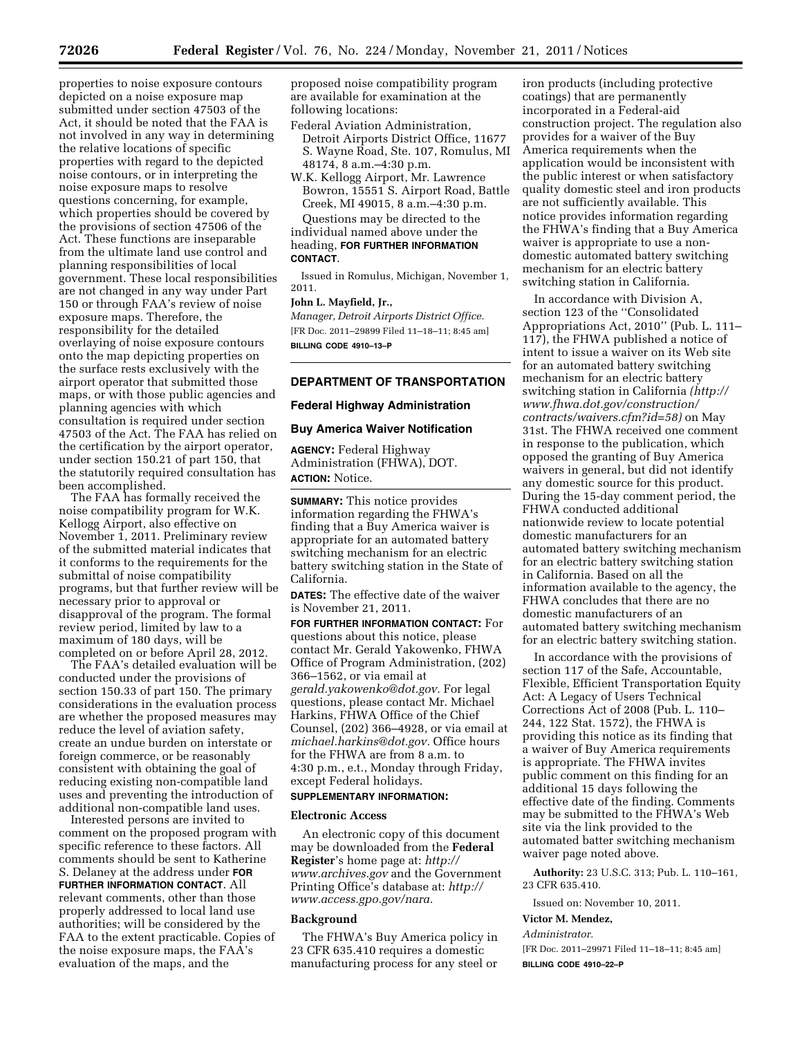properties to noise exposure contours depicted on a noise exposure map submitted under section 47503 of the Act, it should be noted that the FAA is not involved in any way in determining the relative locations of specific properties with regard to the depicted noise contours, or in interpreting the noise exposure maps to resolve questions concerning, for example, which properties should be covered by the provisions of section 47506 of the Act. These functions are inseparable from the ultimate land use control and planning responsibilities of local government. These local responsibilities are not changed in any way under Part 150 or through FAA's review of noise exposure maps. Therefore, the responsibility for the detailed overlaying of noise exposure contours onto the map depicting properties on the surface rests exclusively with the airport operator that submitted those maps, or with those public agencies and planning agencies with which consultation is required under section 47503 of the Act. The FAA has relied on the certification by the airport operator, under section 150.21 of part 150, that the statutorily required consultation has been accomplished.

The FAA has formally received the noise compatibility program for W.K. Kellogg Airport, also effective on November 1, 2011. Preliminary review of the submitted material indicates that it conforms to the requirements for the submittal of noise compatibility programs, but that further review will be necessary prior to approval or disapproval of the program. The formal review period, limited by law to a maximum of 180 days, will be completed on or before April 28, 2012.

The FAA's detailed evaluation will be conducted under the provisions of section 150.33 of part 150. The primary considerations in the evaluation process are whether the proposed measures may reduce the level of aviation safety, create an undue burden on interstate or foreign commerce, or be reasonably consistent with obtaining the goal of reducing existing non-compatible land uses and preventing the introduction of additional non-compatible land uses.

Interested persons are invited to comment on the proposed program with specific reference to these factors. All comments should be sent to Katherine S. Delaney at the address under **FOR FURTHER INFORMATION CONTACT**. All relevant comments, other than those properly addressed to local land use authorities; will be considered by the FAA to the extent practicable. Copies of the noise exposure maps, the FAA's evaluation of the maps, and the proposed noise compatibility program are available for examination at the following locations:

Federal Aviation Administration, Detroit Airports District Office, 11677 S. Wayne Road, Ste. 107, Romulus, MI 48174, 8 a.m.–4:30 p.m.

W.K. Kellogg Airport, Mr. Lawrence Bowron, 15551 S. Airport Road, Battle Creek, MI 49015, 8 a.m.–4:30 p.m.

Questions may be directed to the individual named above under the heading, **FOR FURTHER INFORMATION CONTACT**.

Issued in Romulus, Michigan, November 1, 2011.

**John L. Mayfield, Jr.,**

*Manager, Detroit Airports District Office.*

[FR Doc. 2011–29899 Filed 11–18–11; 8:45 am]

**BILLING CODE 4910–13–P**

## DEPARTMENT OF TRANSPORTATION

### Federal Highway Administration

### Buy America Waiver Notification

**AGENCY:** Federal Highway Administration (FHWA), DOT.

**ACTION:** Notice.

**SUMMARY:** This notice provides information regarding the FHWA's finding that a Buy America waiver is appropriate for an automated battery switching mechanism for an electric battery switching station in the State of California.

**DATES:** The effective date of the waiver is November 21, 2011.

**FOR FURTHER INFORMATION CONTACT:** For questions about this notice, please contact Mr. Gerald Yakowenko, FHWA Office of Program Administration, (202) 366–1562, or via email at *gerald.yakowenko@dot.gov.* For legal questions, please contact Mr. Michael Harkins, FHWA Office of the Chief Counsel, (202) 366–4928, or via email at *michael.harkins@dot.gov.* Office hours for the FHWA are from 8 a.m. to 4:30 p.m., e.t., Monday through Friday, except Federal holidays.

**SUPPLEMENTARY INFORMATION:**

#### Electronic Access

An electronic copy of this document may be downloaded from the **Federal Register**'s home page at: *http://www.archives.gov* and the Government Printing Office's database at: *http://www.access.gpo.gov/nara.*

#### Background

The FHWA's Buy America policy in 23 CFR 635.410 requires a domestic manufacturing process for any steel or iron products (including protective coatings) that are permanently incorporated in a Federal-aid construction project. The regulation also provides for a waiver of the Buy America requirements when the application would be inconsistent with the public interest or when satisfactory quality domestic steel and iron products are not sufficiently available. This notice provides information regarding the FHWA's finding that a Buy America waiver is appropriate to use a non-domestic automated battery switching mechanism for an electric battery switching station in California.

In accordance with Division A, section 123 of the ''Consolidated Appropriations Act, 2010'' (Pub. L. 111–117), the FHWA published a notice of intent to issue a waiver on its Web site for an automated battery switching mechanism for an electric battery switching station in California *(http://www.fhwa.dot.gov/construction/contracts/waivers.cfm?id=58)* on May 31st. The FHWA received one comment in response to the publication, which opposed the granting of Buy America waivers in general, but did not identify any domestic source for this product. During the 15-day comment period, the FHWA conducted additional nationwide review to locate potential domestic manufacturers for an automated battery switching mechanism for an electric battery switching station in California. Based on all the information available to the agency, the FHWA concludes that there are no domestic manufacturers of an automated battery switching mechanism for an electric battery switching station.

In accordance with the provisions of section 117 of the Safe, Accountable, Flexible, Efficient Transportation Equity Act: A Legacy of Users Technical Corrections Act of 2008 (Pub. L. 110–244, 122 Stat. 1572), the FHWA is providing this notice as its finding that a waiver of Buy America requirements is appropriate. The FHWA invites public comment on this finding for an additional 15 days following the effective date of the finding. Comments may be submitted to the FHWA's Web site via the link provided to the automated batter switching mechanism waiver page noted above.

**Authority:** 23 U.S.C. 313; Pub. L. 110–161, 23 CFR 635.410.

Issued on: November 10, 2011.

**Victor M. Mendez,**

*Administrator.*

[FR Doc. 2011–29971 Filed 11–18–11; 8:45 am]

**BILLING CODE 4910–22–P**